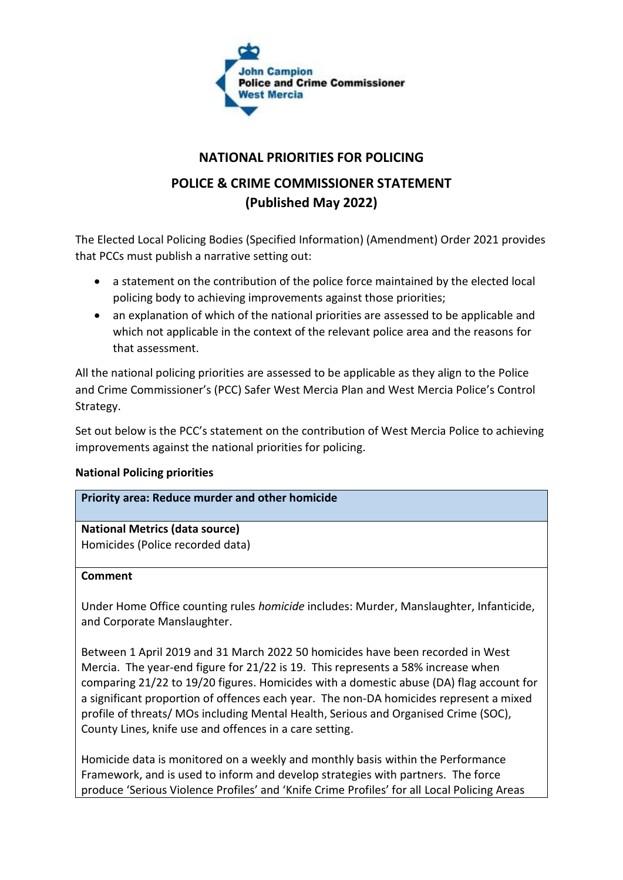John Campion
Police and Crime Commissioner
West Mercia

# NATIONAL PRIORITIES FOR POLICING

## POLICE & CRIME COMMISSIONER STATEMENT
## (Published May 2022)

The Elected Local Policing Bodies (Specified Information) (Amendment) Order 2021 provides that PCCs must publish a narrative setting out:

- a statement on the contribution of the police force maintained by the elected local policing body to achieving improvements against those priorities;
- an explanation of which of the national priorities are assessed to be applicable and which not applicable in the context of the relevant police area and the reasons for that assessment.

All the national policing priorities are assessed to be applicable as they align to the Police and Crime Commissioner's (PCC) Safer West Mercia Plan and West Mercia Police's Control Strategy.

Set out below is the PCC's statement on the contribution of West Mercia Police to achieving improvements against the national priorities for policing.

**National Policing priorities**

| **Priority area: Reduce murder and other homicide** |
|---|
| **National Metrics (data source)**<br>Homicides (Police recorded data) |
| **Comment**<br><br>Under Home Office counting rules *homicide* includes: Murder, Manslaughter, Infanticide, and Corporate Manslaughter.<br><br>Between 1 April 2019 and 31 March 2022 50 homicides have been recorded in West Mercia. The year-end figure for 21/22 is 19. This represents a 58% increase when comparing 21/22 to 19/20 figures. Homicides with a domestic abuse (DA) flag account for a significant proportion of offences each year. The non-DA homicides represent a mixed profile of threats/ MOs including Mental Health, Serious and Organised Crime (SOC), County Lines, knife use and offences in a care setting.<br><br>Homicide data is monitored on a weekly and monthly basis within the Performance Framework, and is used to inform and develop strategies with partners. The force produce 'Serious Violence Profiles' and 'Knife Crime Profiles' for all Local Policing Areas |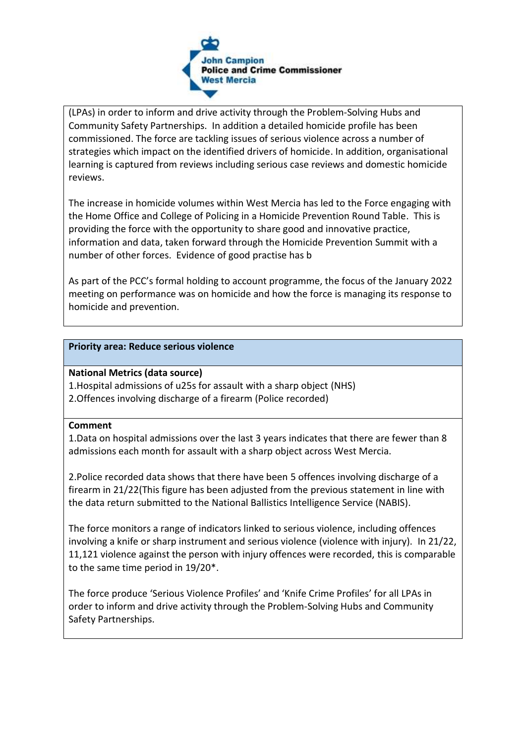(LPAs) in order to inform and drive activity through the Problem-Solving Hubs and Community Safety Partnerships. In addition a detailed homicide profile has been commissioned. The force are tackling issues of serious violence across a number of strategies which impact on the identified drivers of homicide. In addition, organisational learning is captured from reviews including serious case reviews and domestic homicide reviews.

The increase in homicide volumes within West Mercia has led to the Force engaging with the Home Office and College of Policing in a Homicide Prevention Round Table. This is providing the force with the opportunity to share good and innovative practice, information and data, taken forward through the Homicide Prevention Summit with a number of other forces. Evidence of good practise has b

As part of the PCC's formal holding to account programme, the focus of the January 2022 meeting on performance was on homicide and how the force is managing its response to homicide and prevention.

**Priority area: Reduce serious violence**

**National Metrics (data source)**

1.Hospital admissions of u25s for assault with a sharp object (NHS)
2.Offences involving discharge of a firearm (Police recorded)

**Comment**

1.Data on hospital admissions over the last 3 years indicates that there are fewer than 8 admissions each month for assault with a sharp object across West Mercia.

2.Police recorded data shows that there have been 5 offences involving discharge of a firearm in 21/22(This figure has been adjusted from the previous statement in line with the data return submitted to the National Ballistics Intelligence Service (NABIS).

The force monitors a range of indicators linked to serious violence, including offences involving a knife or sharp instrument and serious violence (violence with injury). In 21/22, 11,121 violence against the person with injury offences were recorded, this is comparable to the same time period in 19/20*.

The force produce 'Serious Violence Profiles' and 'Knife Crime Profiles' for all LPAs in order to inform and drive activity through the Problem-Solving Hubs and Community Safety Partnerships.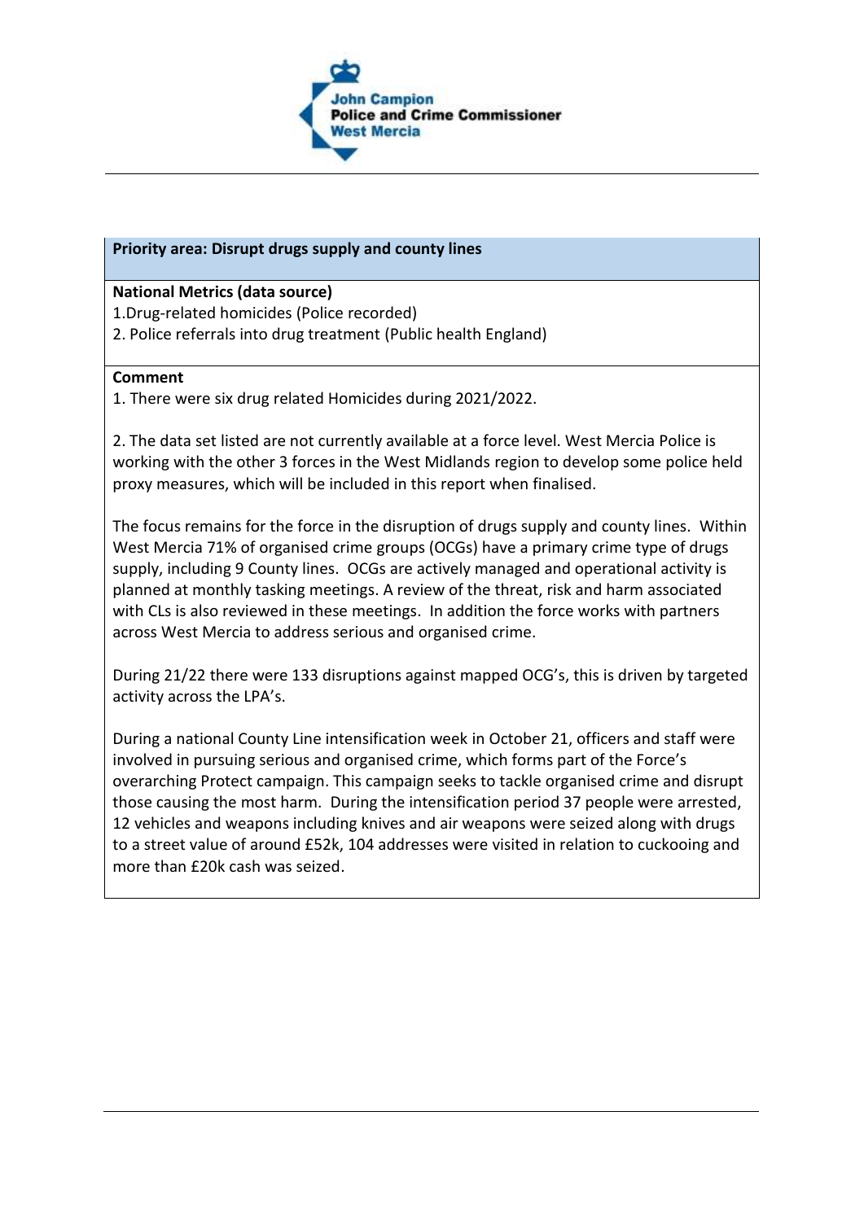**Priority area: Disrupt drugs supply and county lines**

**National Metrics (data source)**

1.Drug-related homicides (Police recorded)

2. Police referrals into drug treatment (Public health England)

**Comment**

1. There were six drug related Homicides during 2021/2022.

2. The data set listed are not currently available at a force level. West Mercia Police is working with the other 3 forces in the West Midlands region to develop some police held proxy measures, which will be included in this report when finalised.

The focus remains for the force in the disruption of drugs supply and county lines. Within West Mercia 71% of organised crime groups (OCGs) have a primary crime type of drugs supply, including 9 County lines. OCGs are actively managed and operational activity is planned at monthly tasking meetings. A review of the threat, risk and harm associated with CLs is also reviewed in these meetings. In addition the force works with partners across West Mercia to address serious and organised crime.

During 21/22 there were 133 disruptions against mapped OCG's, this is driven by targeted activity across the LPA's.

During a national County Line intensification week in October 21, officers and staff were involved in pursuing serious and organised crime, which forms part of the Force's overarching Protect campaign. This campaign seeks to tackle organised crime and disrupt those causing the most harm. During the intensification period 37 people were arrested, 12 vehicles and weapons including knives and air weapons were seized along with drugs to a street value of around £52k, 104 addresses were visited in relation to cuckooing and more than £20k cash was seized.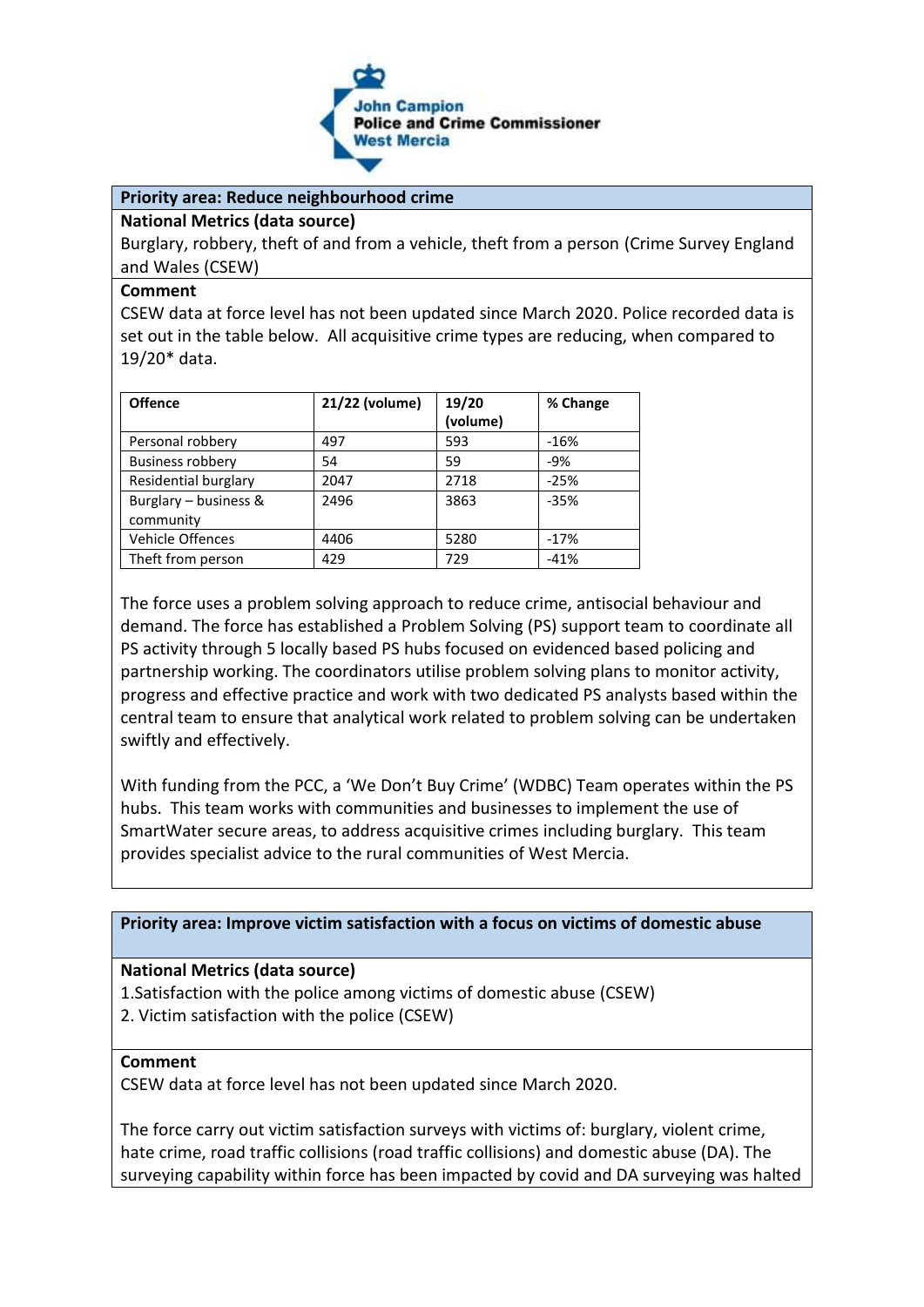John Campion
Police and Crime Commissioner
West Mercia

**Priority area: Reduce neighbourhood crime**

**National Metrics (data source)**

Burglary, robbery, theft of and from a vehicle, theft from a person (Crime Survey England and Wales (CSEW)

**Comment**

CSEW data at force level has not been updated since March 2020. Police recorded data is set out in the table below. All acquisitive crime types are reducing, when compared to 19/20* data.

| Offence | 21/22 (volume) | 19/20 (volume) | % Change |
|---|---|---|---|
| Personal robbery | 497 | 593 | -16% |
| Business robbery | 54 | 59 | -9% |
| Residential burglary | 2047 | 2718 | -25% |
| Burglary – business & community | 2496 | 3863 | -35% |
| Vehicle Offences | 4406 | 5280 | -17% |
| Theft from person | 429 | 729 | -41% |

The force uses a problem solving approach to reduce crime, antisocial behaviour and demand. The force has established a Problem Solving (PS) support team to coordinate all PS activity through 5 locally based PS hubs focused on evidenced based policing and partnership working. The coordinators utilise problem solving plans to monitor activity, progress and effective practice and work with two dedicated PS analysts based within the central team to ensure that analytical work related to problem solving can be undertaken swiftly and effectively.

With funding from the PCC, a 'We Don't Buy Crime' (WDBC) Team operates within the PS hubs. This team works with communities and businesses to implement the use of SmartWater secure areas, to address acquisitive crimes including burglary. This team provides specialist advice to the rural communities of West Mercia.

**Priority area: Improve victim satisfaction with a focus on victims of domestic abuse**

**National Metrics (data source)**

1.Satisfaction with the police among victims of domestic abuse (CSEW)
2. Victim satisfaction with the police (CSEW)

**Comment**

CSEW data at force level has not been updated since March 2020.

The force carry out victim satisfaction surveys with victims of: burglary, violent crime, hate crime, road traffic collisions (road traffic collisions) and domestic abuse (DA). The surveying capability within force has been impacted by covid and DA surveying was halted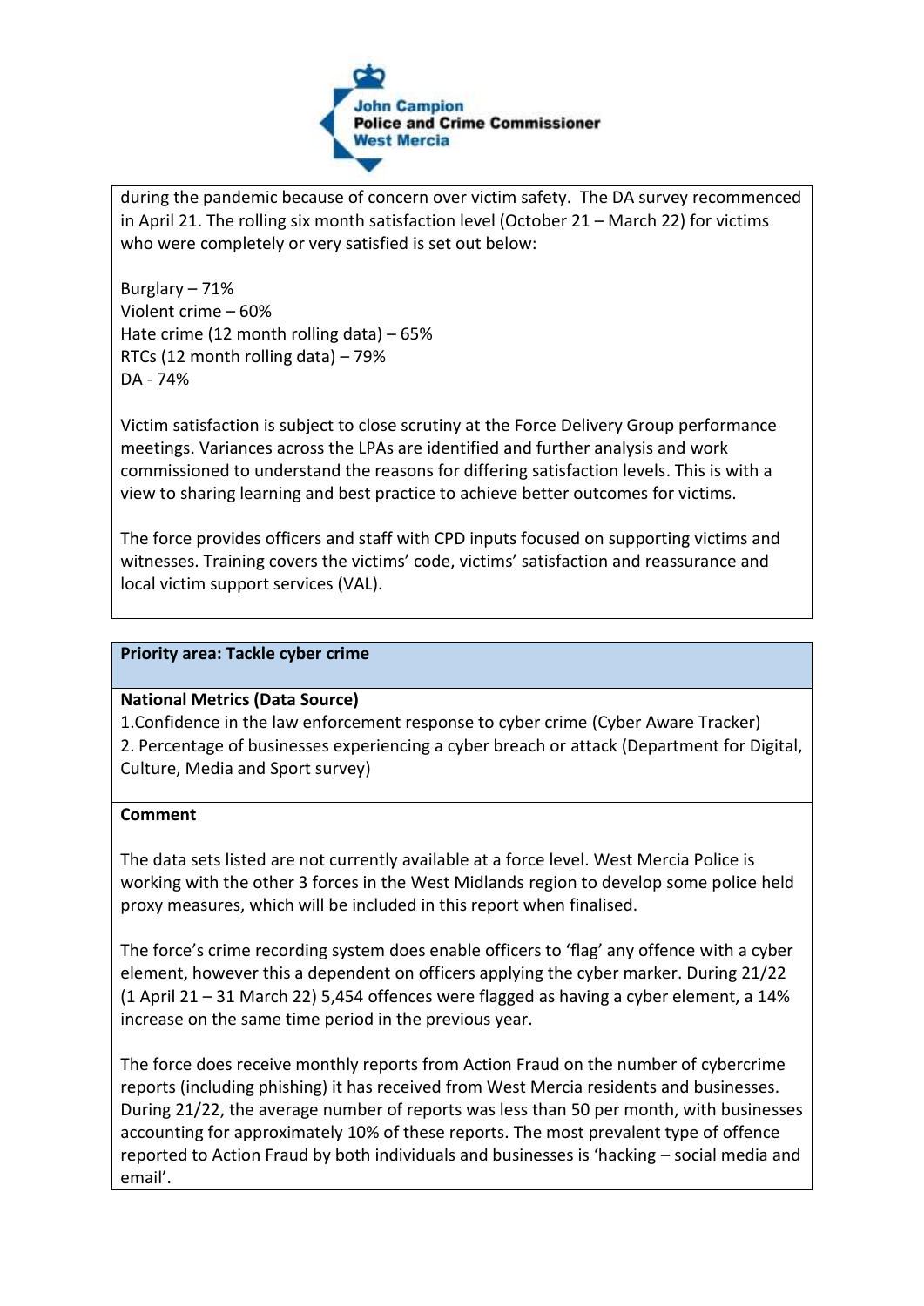during the pandemic because of concern over victim safety. The DA survey recommenced in April 21. The rolling six month satisfaction level (October 21 – March 22) for victims who were completely or very satisfied is set out below:

Burglary – 71%
Violent crime – 60%
Hate crime (12 month rolling data) – 65%
RTCs (12 month rolling data) – 79%
DA - 74%

Victim satisfaction is subject to close scrutiny at the Force Delivery Group performance meetings. Variances across the LPAs are identified and further analysis and work commissioned to understand the reasons for differing satisfaction levels. This is with a view to sharing learning and best practice to achieve better outcomes for victims.

The force provides officers and staff with CPD inputs focused on supporting victims and witnesses. Training covers the victims' code, victims' satisfaction and reassurance and local victim support services (VAL).

## Priority area: Tackle cyber crime

**National Metrics (Data Source)**

1. Confidence in the law enforcement response to cyber crime (Cyber Aware Tracker)
2. Percentage of businesses experiencing a cyber breach or attack (Department for Digital, Culture, Media and Sport survey)

**Comment**

The data sets listed are not currently available at a force level. West Mercia Police is working with the other 3 forces in the West Midlands region to develop some police held proxy measures, which will be included in this report when finalised.

The force's crime recording system does enable officers to 'flag' any offence with a cyber element, however this a dependent on officers applying the cyber marker. During 21/22 (1 April 21 – 31 March 22) 5,454 offences were flagged as having a cyber element, a 14% increase on the same time period in the previous year.

The force does receive monthly reports from Action Fraud on the number of cybercrime reports (including phishing) it has received from West Mercia residents and businesses. During 21/22, the average number of reports was less than 50 per month, with businesses accounting for approximately 10% of these reports. The most prevalent type of offence reported to Action Fraud by both individuals and businesses is 'hacking – social media and email'.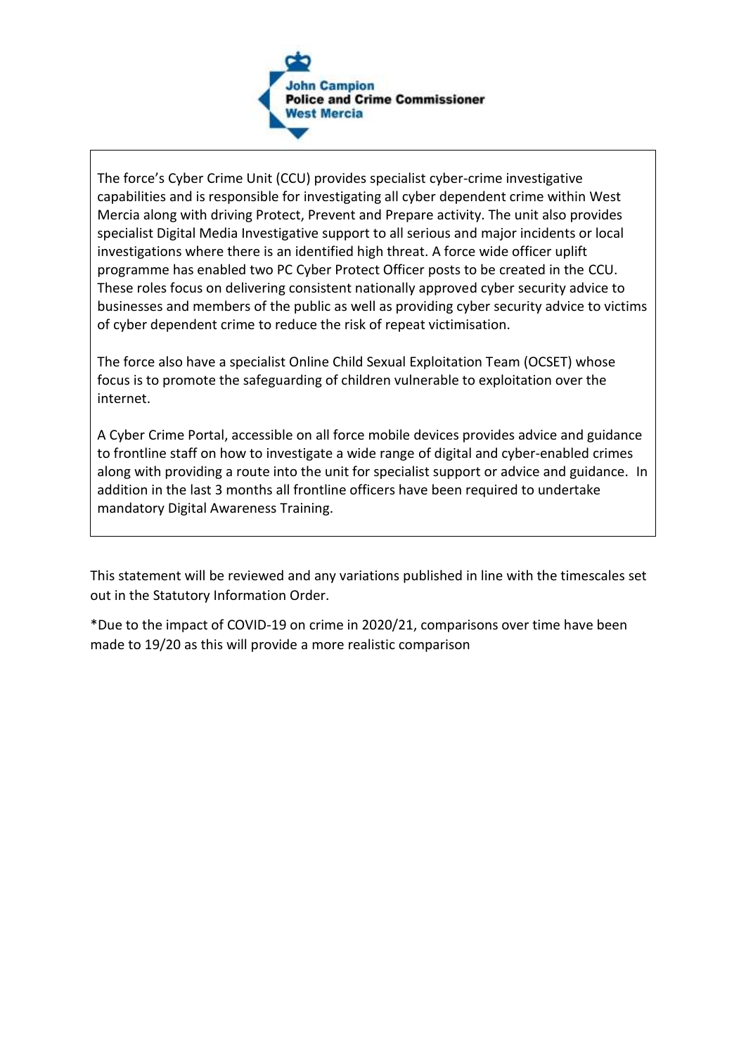John Campion
**Police and Crime Commissioner**
**West Mercia**

The force's Cyber Crime Unit (CCU) provides specialist cyber-crime investigative capabilities and is responsible for investigating all cyber dependent crime within West Mercia along with driving Protect, Prevent and Prepare activity. The unit also provides specialist Digital Media Investigative support to all serious and major incidents or local investigations where there is an identified high threat. A force wide officer uplift programme has enabled two PC Cyber Protect Officer posts to be created in the CCU. These roles focus on delivering consistent nationally approved cyber security advice to businesses and members of the public as well as providing cyber security advice to victims of cyber dependent crime to reduce the risk of repeat victimisation.

The force also have a specialist Online Child Sexual Exploitation Team (OCSET) whose focus is to promote the safeguarding of children vulnerable to exploitation over the internet.

A Cyber Crime Portal, accessible on all force mobile devices provides advice and guidance to frontline staff on how to investigate a wide range of digital and cyber-enabled crimes along with providing a route into the unit for specialist support or advice and guidance. In addition in the last 3 months all frontline officers have been required to undertake mandatory Digital Awareness Training.

This statement will be reviewed and any variations published in line with the timescales set out in the Statutory Information Order.

*Due to the impact of COVID-19 on crime in 2020/21, comparisons over time have been made to 19/20 as this will provide a more realistic comparison